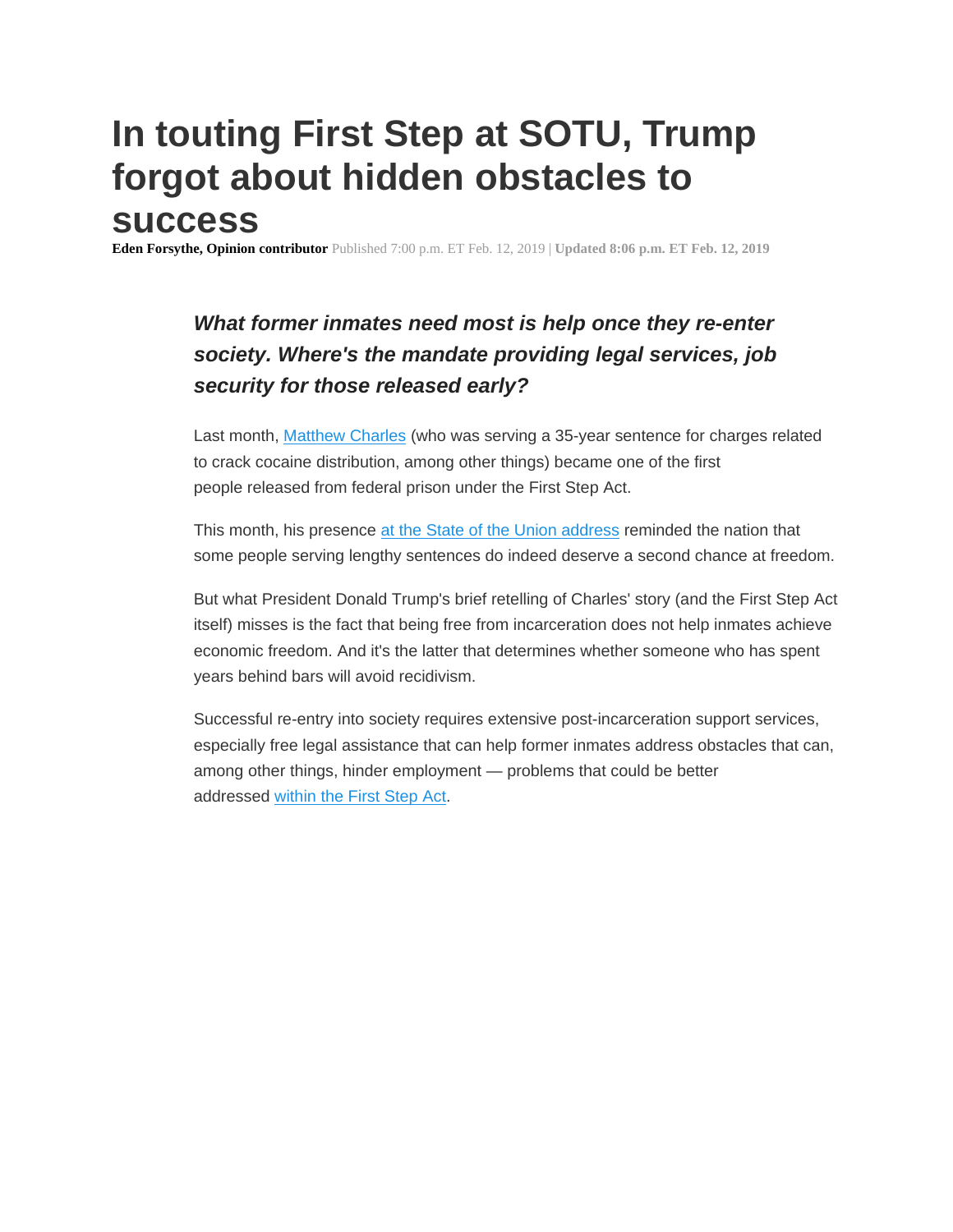# In touting First Step at SOTU, Trump forgot about hidden obstacles to success

**Eden Forsythe, Opinion contributor** Published 7:00 p.m. ET Feb. 12, 2019 | **Updated 8:06 p.m. ET Feb. 12, 2019**

***What former inmates need most is help once they re-enter society. Where's the mandate providing legal services, job security for those released early?***

Last month, Matthew Charles (who was serving a 35-year sentence for charges related to crack cocaine distribution, among other things) became one of the first people released from federal prison under the First Step Act.

This month, his presence at the State of the Union address reminded the nation that some people serving lengthy sentences do indeed deserve a second chance at freedom.

But what President Donald Trump's brief retelling of Charles' story (and the First Step Act itself) misses is the fact that being free from incarceration does not help inmates achieve economic freedom. And it's the latter that determines whether someone who has spent years behind bars will avoid recidivism.

Successful re-entry into society requires extensive post-incarceration support services, especially free legal assistance that can help former inmates address obstacles that can, among other things, hinder employment — problems that could be better addressed within the First Step Act.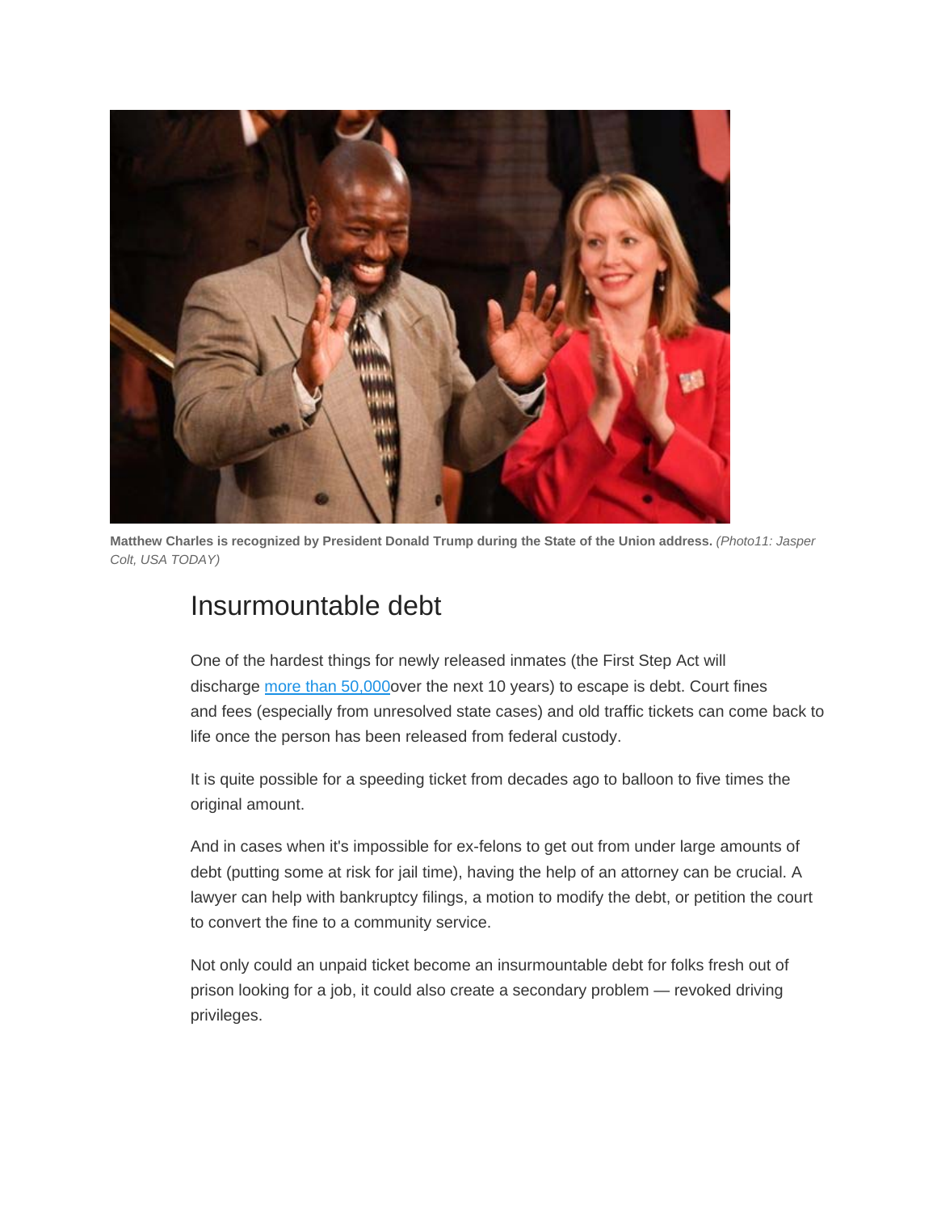**Matthew Charles is recognized by President Donald Trump during the State of the Union address.** *(Photo11: Jasper Colt, USA TODAY)*

## Insurmountable debt

One of the hardest things for newly released inmates (the First Step Act will discharge [more than 50,000](#)over the next 10 years) to escape is debt. Court fines and fees (especially from unresolved state cases) and old traffic tickets can come back to life once the person has been released from federal custody.

It is quite possible for a speeding ticket from decades ago to balloon to five times the original amount.

And in cases when it's impossible for ex-felons to get out from under large amounts of debt (putting some at risk for jail time), having the help of an attorney can be crucial. A lawyer can help with bankruptcy filings, a motion to modify the debt, or petition the court to convert the fine to a community service.

Not only could an unpaid ticket become an insurmountable debt for folks fresh out of prison looking for a job, it could also create a secondary problem — revoked driving privileges.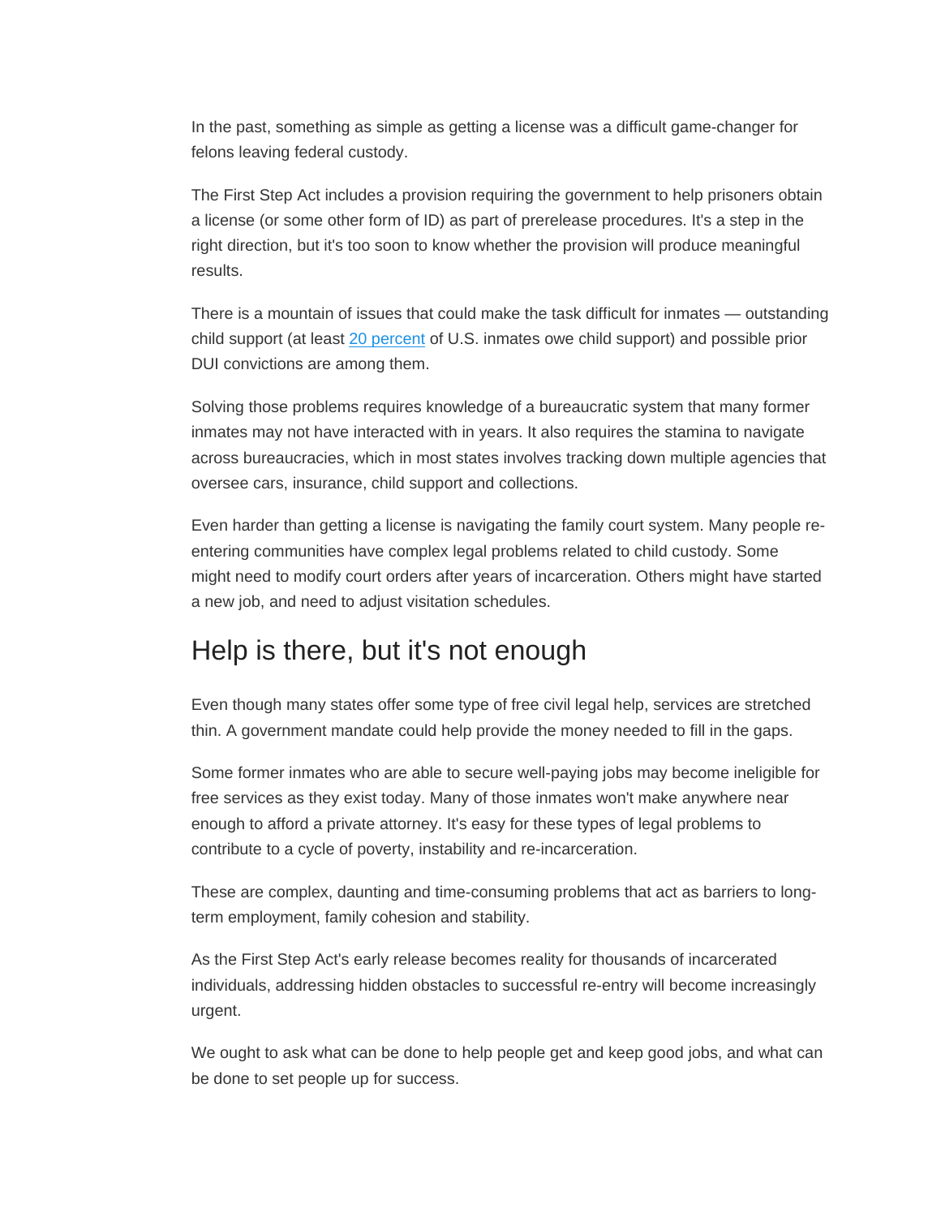In the past, something as simple as getting a license was a difficult game-changer for felons leaving federal custody.

The First Step Act includes a provision requiring the government to help prisoners obtain a license (or some other form of ID) as part of prerelease procedures. It's a step in the right direction, but it's too soon to know whether the provision will produce meaningful results.

There is a mountain of issues that could make the task difficult for inmates — outstanding child support (at least 20 percent of U.S. inmates owe child support) and possible prior DUI convictions are among them.

Solving those problems requires knowledge of a bureaucratic system that many former inmates may not have interacted with in years. It also requires the stamina to navigate across bureaucracies, which in most states involves tracking down multiple agencies that oversee cars, insurance, child support and collections.

Even harder than getting a license is navigating the family court system. Many people re-entering communities have complex legal problems related to child custody. Some might need to modify court orders after years of incarceration. Others might have started a new job, and need to adjust visitation schedules.

## Help is there, but it's not enough

Even though many states offer some type of free civil legal help, services are stretched thin. A government mandate could help provide the money needed to fill in the gaps.

Some former inmates who are able to secure well-paying jobs may become ineligible for free services as they exist today. Many of those inmates won't make anywhere near enough to afford a private attorney. It's easy for these types of legal problems to contribute to a cycle of poverty, instability and re-incarceration.

These are complex, daunting and time-consuming problems that act as barriers to long-term employment, family cohesion and stability.

As the First Step Act's early release becomes reality for thousands of incarcerated individuals, addressing hidden obstacles to successful re-entry will become increasingly urgent.

We ought to ask what can be done to help people get and keep good jobs, and what can be done to set people up for success.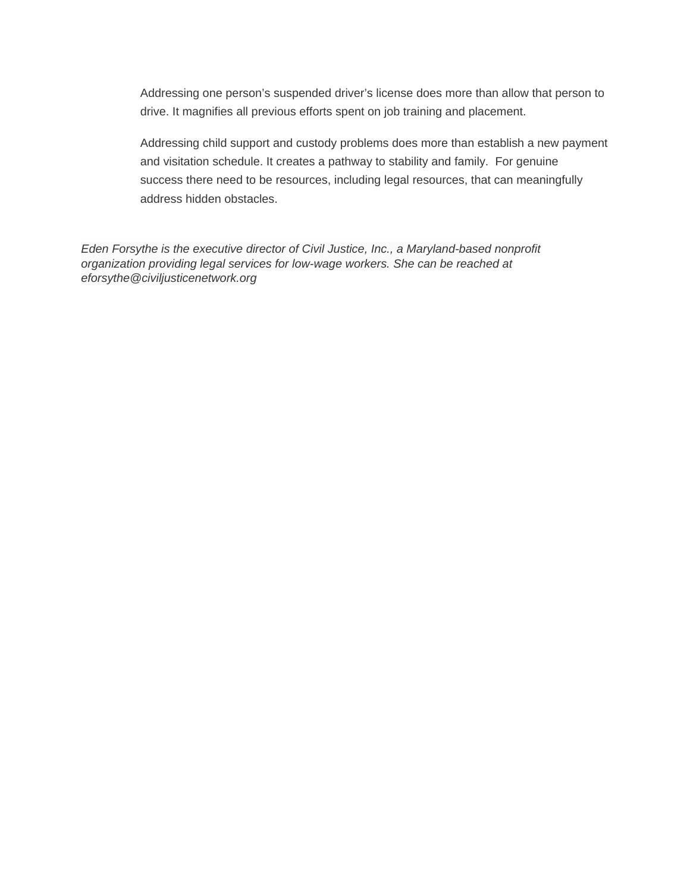Addressing one person's suspended driver's license does more than allow that person to drive. It magnifies all previous efforts spent on job training and placement.

Addressing child support and custody problems does more than establish a new payment and visitation schedule. It creates a pathway to stability and family. For genuine success there need to be resources, including legal resources, that can meaningfully address hidden obstacles.

*Eden Forsythe is the executive director of Civil Justice, Inc., a Maryland-based nonprofit organization providing legal services for low-wage workers. She can be reached at eforsythe@civiljusticenetwork.org*